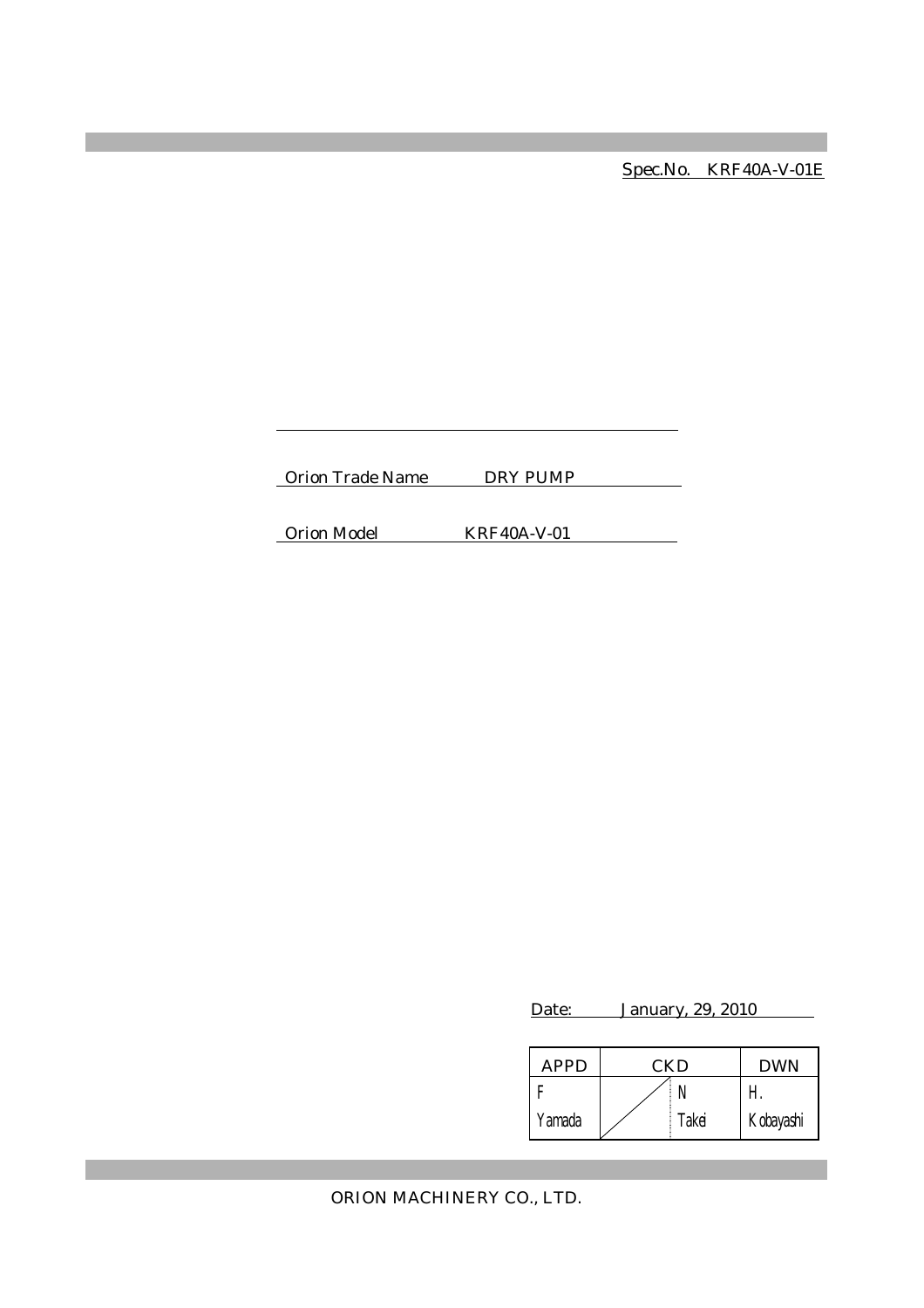Spec.No.　KRF40A-V-01E

Orion Trade Name　　DRY PUMP

Orion Model　　KRF40A-V-01

Date:　　January, 29, 2010

| APPD | CKD | | DWN |
|---|---|---|---|
| F Yamada | | N Takei | H. Kobayashi |

ORION MACHINERY CO., LTD.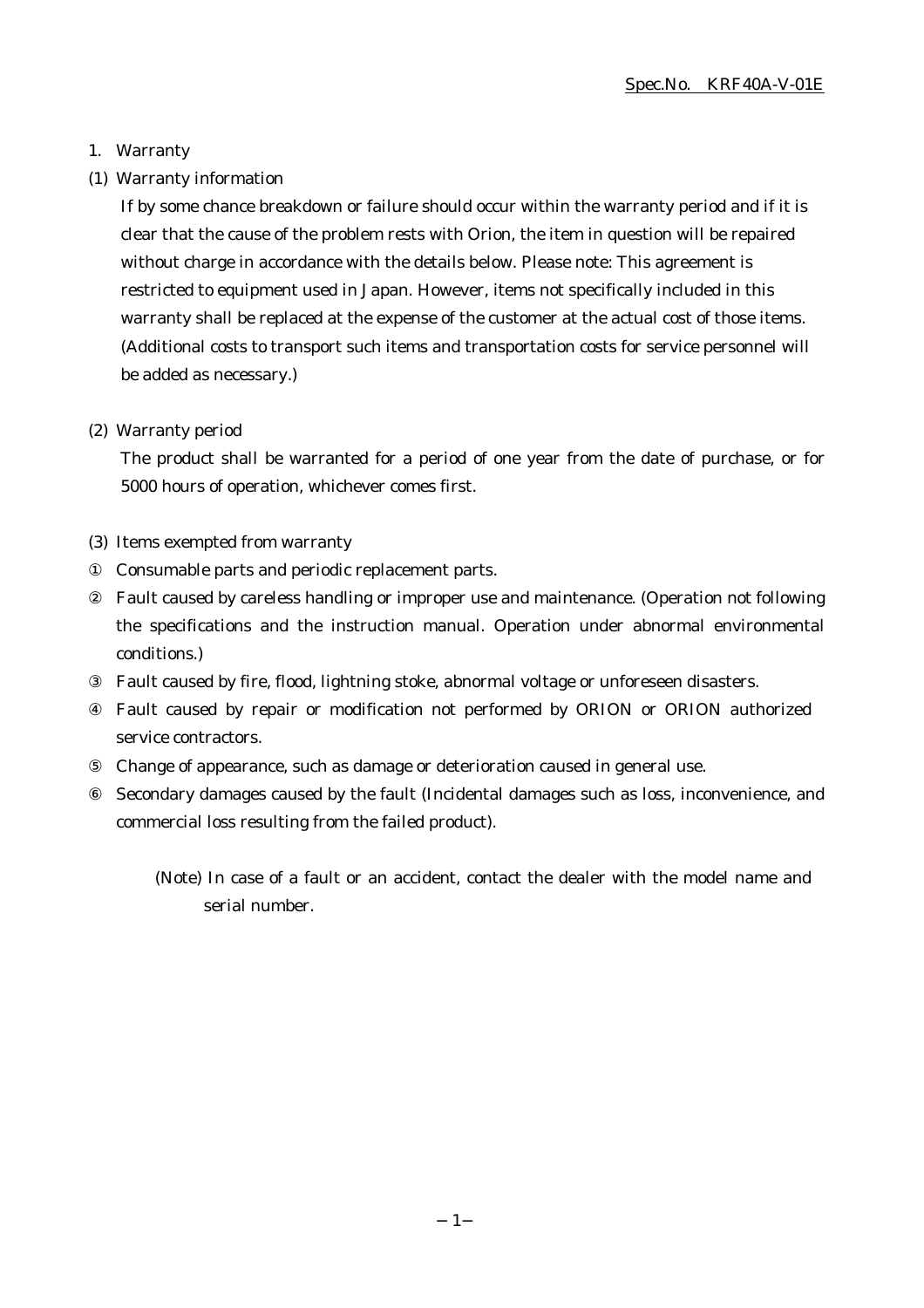# 1. Warranty

## (1) Warranty information

If by some chance breakdown or failure should occur within the warranty period and if it is clear that the cause of the problem rests with Orion, the item in question will be repaired without charge in accordance with the details below. Please note: This agreement is restricted to equipment used in Japan. However, items not specifically included in this warranty shall be replaced at the expense of the customer at the actual cost of those items. (Additional costs to transport such items and transportation costs for service personnel will be added as necessary.)

## (2) Warranty period

The product shall be warranted for a period of one year from the date of purchase, or for 5000 hours of operation, whichever comes first.

## (3) Items exempted from warranty

① Consumable parts and periodic replacement parts.

② Fault caused by careless handling or improper use and maintenance. (Operation not following the specifications and the instruction manual. Operation under abnormal environmental conditions.)

③ Fault caused by fire, flood, lightning stoke, abnormal voltage or unforeseen disasters.

④ Fault caused by repair or modification not performed by ORION or ORION authorized service contractors.

⑤ Change of appearance, such as damage or deterioration caused in general use.

⑥ Secondary damages caused by the fault (Incidental damages such as loss, inconvenience, and commercial loss resulting from the failed product).

(Note) In case of a fault or an accident, contact the dealer with the model name and serial number.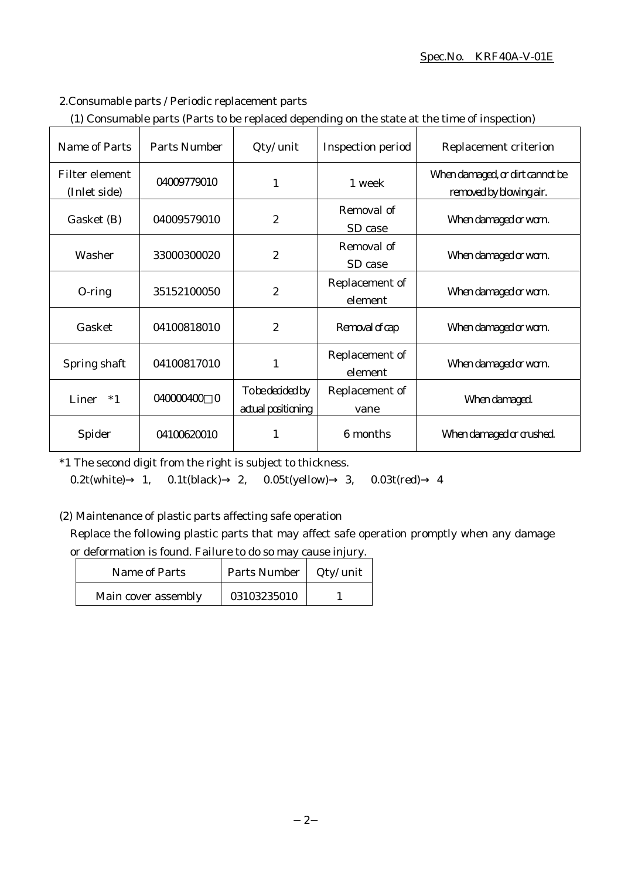## 2.Consumable parts / Periodic replacement parts

### (1) Consumable parts (Parts to be replaced depending on the state at the time of inspection)

| Name of Parts | Parts Number | Qty/unit | Inspection period | Replacement criterion |
|---|---|---|---|---|
| Filter element (Inlet side) | 04009779010 | 1 | 1 week | When damaged, or dirt cannot be removed by blowing air. |
| Gasket (B) | 04009579010 | 2 | Removal of SD case | When damaged or worn. |
| Washer | 33000300020 | 2 | Removal of SD case | When damaged or worn. |
| O-ring | 35152100050 | 2 | Replacement of element | When damaged or worn. |
| Gasket | 04100818010 | 2 | Removal of cap | When damaged or worn. |
| Spring shaft | 04100817010 | 1 | Replacement of element | When damaged or worn. |
| Liner *1 | 040000400□0 | To be decided by actual positioning | Replacement of vane | When damaged. |
| Spider | 04100620010 | 1 | 6 months | When damaged or crushed. |

*1 The second digit from the right is subject to thickness.

0.2t(white)→ 1, 0.1t(black)→ 2, 0.05t(yellow)→ 3, 0.03t(red)→ 4

### (2) Maintenance of plastic parts affecting safe operation

Replace the following plastic parts that may affect safe operation promptly when any damage or deformation is found. Failure to do so may cause injury.

| Name of Parts | Parts Number | Qty/unit |
|---|---|---|
| Main cover assembly | 03103235010 | 1 |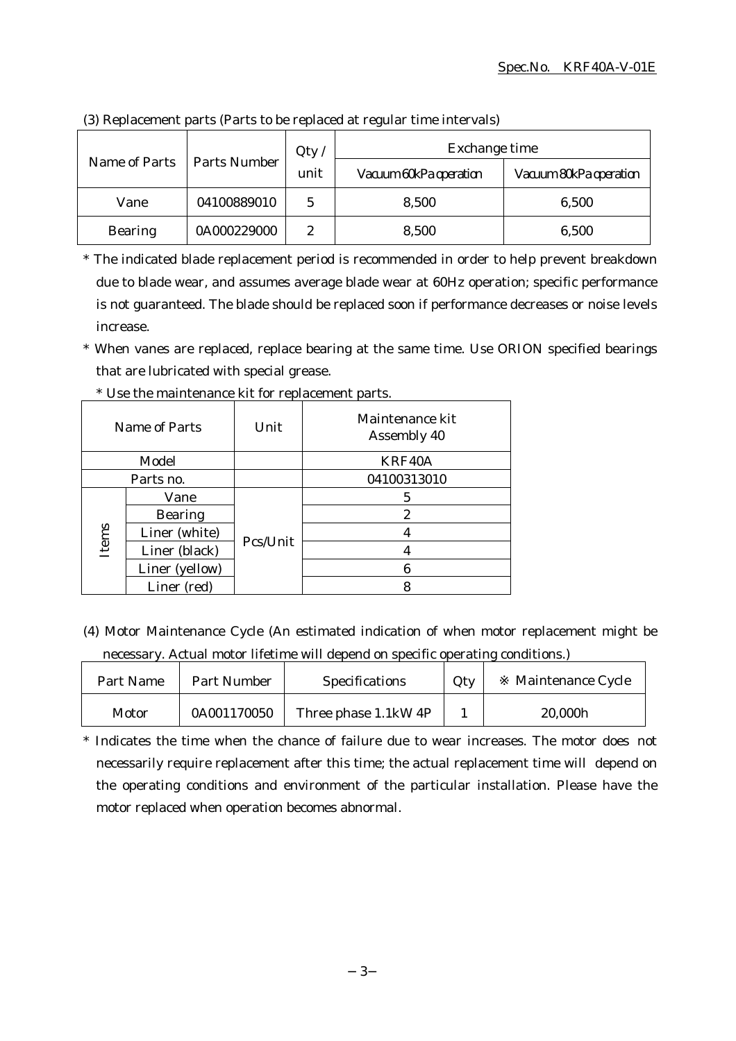(3) Replacement parts (Parts to be replaced at regular time intervals)

| Name of Parts | Parts Number | Qty / unit | Exchange time | |
|---|---|---|---|---|
| | | | Vacuum 60kPa operation | Vacuum 80kPa operation |
| Vane | 04100889010 | 5 | 8,500 | 6,500 |
| Bearing | 0A000229000 | 2 | 8,500 | 6,500 |

* The indicated blade replacement period is recommended in order to help prevent breakdown due to blade wear, and assumes average blade wear at 60Hz operation; specific performance is not guaranteed. The blade should be replaced soon if performance decreases or noise levels increase.
* When vanes are replaced, replace bearing at the same time. Use ORION specified bearings that are lubricated with special grease.

* Use the maintenance kit for replacement parts.

| Name of Parts | | Unit | Maintenance kit Assembly 40 |
|---|---|---|---|
| Model | | | KRF40A |
| Parts no. | | | 04100313010 |
| Items | Vane | Pcs/Unit | 5 |
| | Bearing | | 2 |
| | Liner (white) | | 4 |
| | Liner (black) | | 4 |
| | Liner (yellow) | | 6 |
| | Liner (red) | | 8 |

(4) Motor Maintenance Cycle (An estimated indication of when motor replacement might be necessary. Actual motor lifetime will depend on specific operating conditions.)

| Part Name | Part Number | Specifications | Qty | ※ Maintenance Cycle |
|---|---|---|---|---|
| Motor | 0A001170050 | Three phase 1.1kW 4P | 1 | 20,000h |

* Indicates the time when the chance of failure due to wear increases. The motor does not necessarily require replacement after this time; the actual replacement time will depend on the operating conditions and environment of the particular installation. Please have the motor replaced when operation becomes abnormal.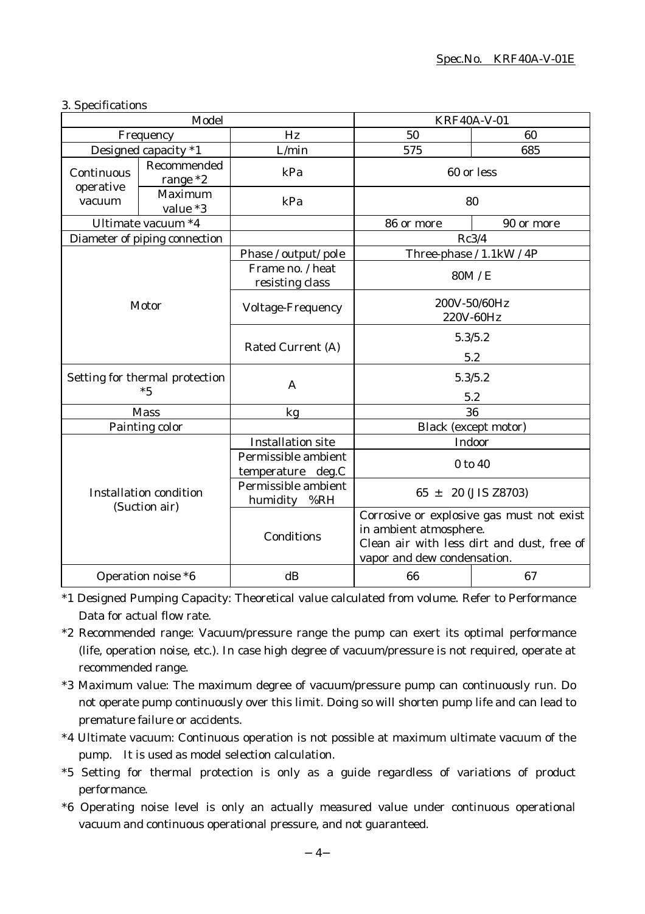Spec.No. KRF40A-V-01E

### 3. Specifications

| Model | | | KRF40A-V-01 | |
|---|---|---|---|---|
| Frequency | | Hz | 50 | 60 |
| Designed capacity *1 | | L/min | 575 | 685 |
| Continuous operative vacuum | Recommended range *2 | kPa | 60 or less | |
| | Maximum value *3 | kPa | 80 | |
| Ultimate vacuum *4 | | | 86 or more | 90 or more |
| Diameter of piping connection | | | Rc3/4 | |
| Motor | | Phase / output / pole | Three-phase / 1.1kW / 4P | |
| | | Frame no. / heat resisting class | 80M / E | |
| | | Voltage-Frequency | 200V-50/60Hz<br>220V-60Hz | |
| | | Rated Current (A) | 5.3/5.2<br>5.2 | |
| Setting for thermal protection *5 | | A | 5.3/5.2<br>5.2 | |
| Mass | | kg | 36 | |
| Painting color | | | Black (except motor) | |
| Installation condition (Suction air) | | Installation site | Indoor | |
| | | Permissible ambient temperature deg.C | 0 to 40 | |
| | | Permissible ambient humidity %RH | 65 ± 20 (JIS Z8703) | |
| | | Conditions | Corrosive or explosive gas must not exist in ambient atmosphere.<br>Clean air with less dirt and dust, free of vapor and dew condensation. | |
| Operation noise *6 | | dB | 66 | 67 |

*1 Designed Pumping Capacity: Theoretical value calculated from volume. Refer to Performance Data for actual flow rate.

*2 Recommended range: Vacuum/pressure range the pump can exert its optimal performance (life, operation noise, etc.). In case high degree of vacuum/pressure is not required, operate at recommended range.

*3 Maximum value: The maximum degree of vacuum/pressure pump can continuously run. Do not operate pump continuously over this limit. Doing so will shorten pump life and can lead to premature failure or accidents.

*4 Ultimate vacuum: Continuous operation is not possible at maximum ultimate vacuum of the pump. It is used as model selection calculation.

*5 Setting for thermal protection is only as a guide regardless of variations of product performance.

*6 Operating noise level is only an actually measured value under continuous operational vacuum and continuous operational pressure, and not guaranteed.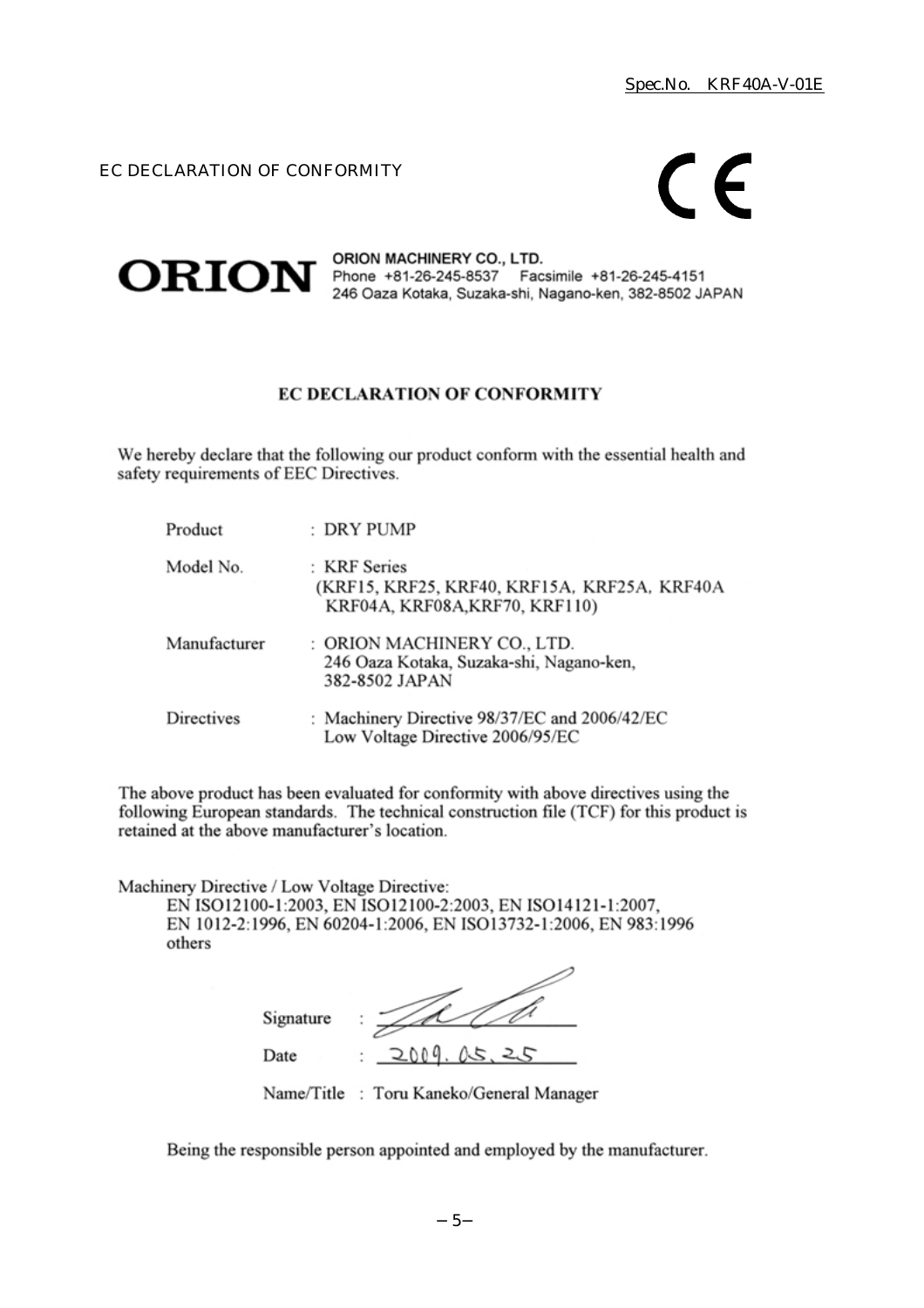Spec.No. KRF40A-V-01E

EC DECLARATION OF CONFORMITY

CE

**ORION** ORION MACHINERY CO., LTD.
Phone +81-26-245-8537 Facsimile +81-26-245-4151
246 Oaza Kotaka, Suzaka-shi, Nagano-ken, 382-8502 JAPAN

## EC DECLARATION OF CONFORMITY

We hereby declare that the following our product conform with the essential health and safety requirements of EEC Directives.

| | |
|---|---|
| Product | : DRY PUMP |
| Model No. | : KRF Series (KRF15, KRF25, KRF40, KRF15A, KRF25A, KRF40A KRF04A, KRF08A,KRF70, KRF110) |
| Manufacturer | : ORION MACHINERY CO., LTD. 246 Oaza Kotaka, Suzaka-shi, Nagano-ken, 382-8502 JAPAN |
| Directives | : Machinery Directive 98/37/EC and 2006/42/EC Low Voltage Directive 2006/95/EC |

The above product has been evaluated for conformity with above directives using the following European standards. The technical construction file (TCF) for this product is retained at the above manufacturer's location.

Machinery Directive / Low Voltage Directive:
EN ISO12100-1:2003, EN ISO12100-2:2003, EN ISO14121-1:2007, EN 1012-2:1996, EN 60204-1:2006, EN ISO13732-1:2006, EN 983:1996 others

Signature : [signature]

Date : 2009. 05. 25

Name/Title : Toru Kaneko/General Manager

Being the responsible person appointed and employed by the manufacturer.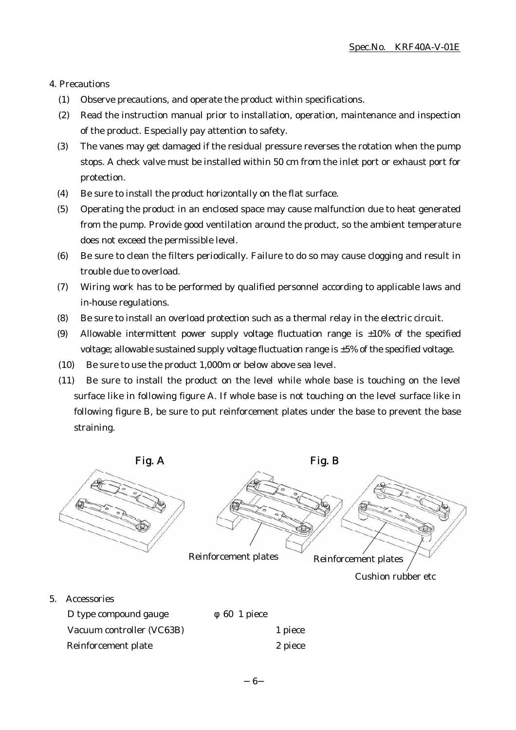## 4. Precautions

(1) Observe precautions, and operate the product within specifications.

(2) Read the instruction manual prior to installation, operation, maintenance and inspection of the product. Especially pay attention to safety.

(3) The vanes may get damaged if the residual pressure reverses the rotation when the pump stops. A check valve must be installed within 50 cm from the inlet port or exhaust port for protection.

(4) Be sure to install the product horizontally on the flat surface.

(5) Operating the product in an enclosed space may cause malfunction due to heat generated from the pump. Provide good ventilation around the product, so the ambient temperature does not exceed the permissible level.

(6) Be sure to clean the filters periodically. Failure to do so may cause clogging and result in trouble due to overload.

(7) Wiring work has to be performed by qualified personnel according to applicable laws and in-house regulations.

(8) Be sure to install an overload protection such as a thermal relay in the electric circuit.

(9) Allowable intermittent power supply voltage fluctuation range is ±10% of the specified voltage; allowable sustained supply voltage fluctuation range is ±5% of the specified voltage.

(10) Be sure to use the product 1,000m or below above sea level.

(11) Be sure to install the product on the level while whole base is touching on the level surface like in following figure A. If whole base is not touching on the level surface like in following figure B, be sure to put reinforcement plates under the base to prevent the base straining.

Fig. A

Fig. B

Reinforcement plates

Reinforcement plates

Cushion rubber etc

## 5. Accessories

| | |
|---|---|
| D type compound gauge | φ 60 1 piece |
| Vacuum controller (VC63B) | 1 piece |
| Reinforcement plate | 2 piece |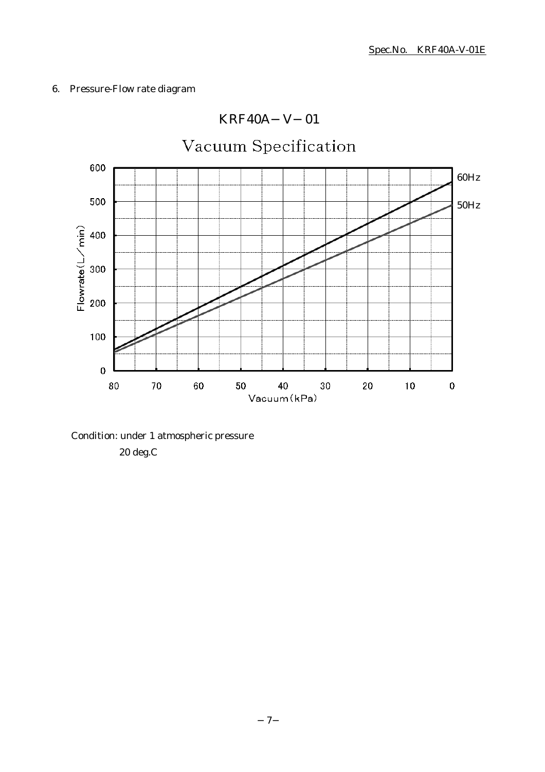6. Pressure-Flow rate diagram

KRF40A－V－01

Vacuum Specification

Condition: under 1 atmospheric pressure

20 deg.C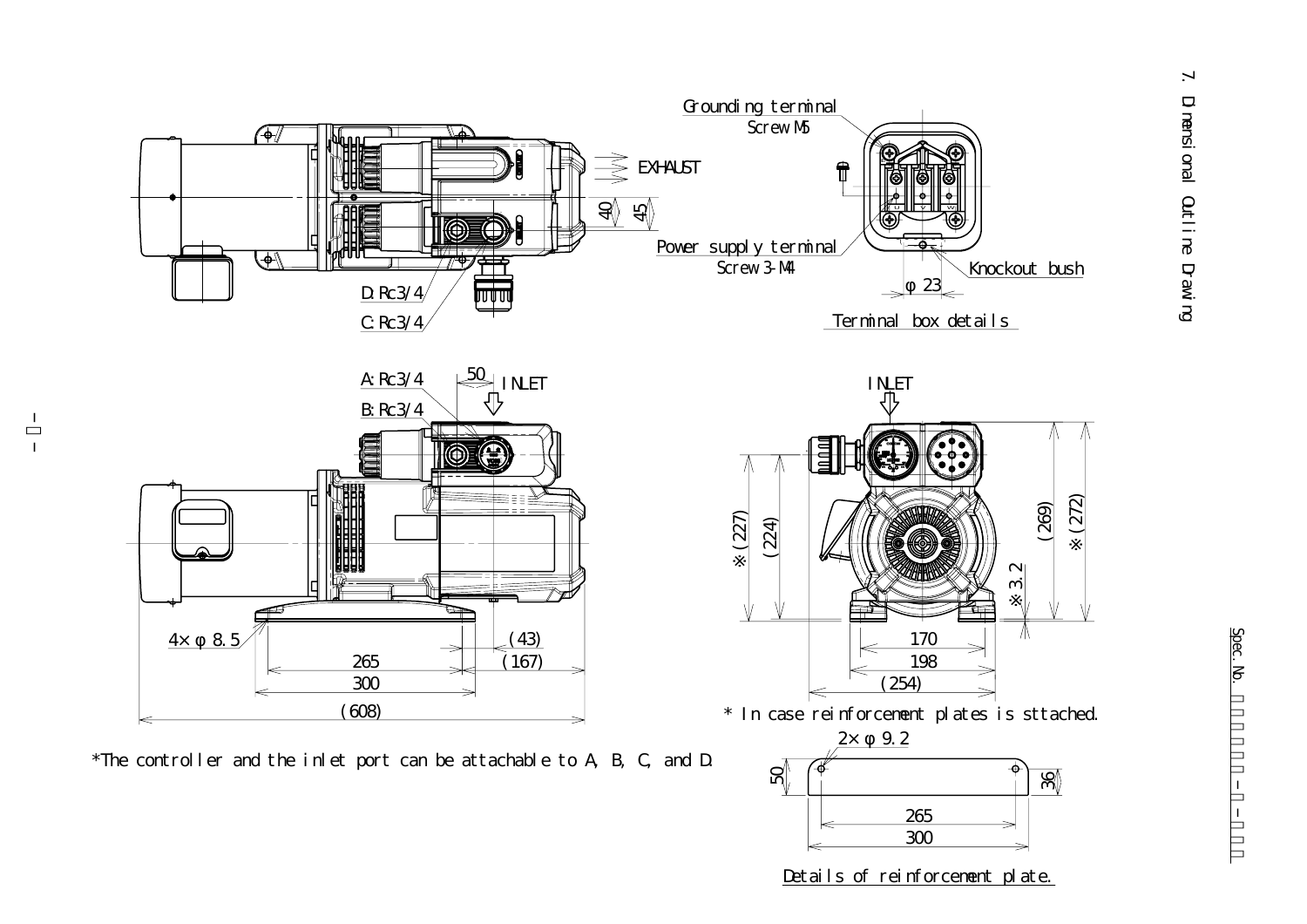# 7. Dimensional Outline Drawing

Grounding terminal
Screw M5

EXHAUST

40

45

Power supply terminal
Screw 3-M4

Knockout bush

φ 23

D: Rc3/4

C: Rc3/4

Terminal box details

A: Rc3/4

B: Rc3/4

50

INLET

INLET

※(227)

(224)

(269)

※(272)

※3.2

4×φ8.5

(43)

265

(167)

300

(608)

170

198

(254)

* In case reinforcement plates is sttached.

*The controller and the inlet port can be attachable to A, B, C, and D.

2×φ9.2

50

36

265

300

Details of reinforcement plate.